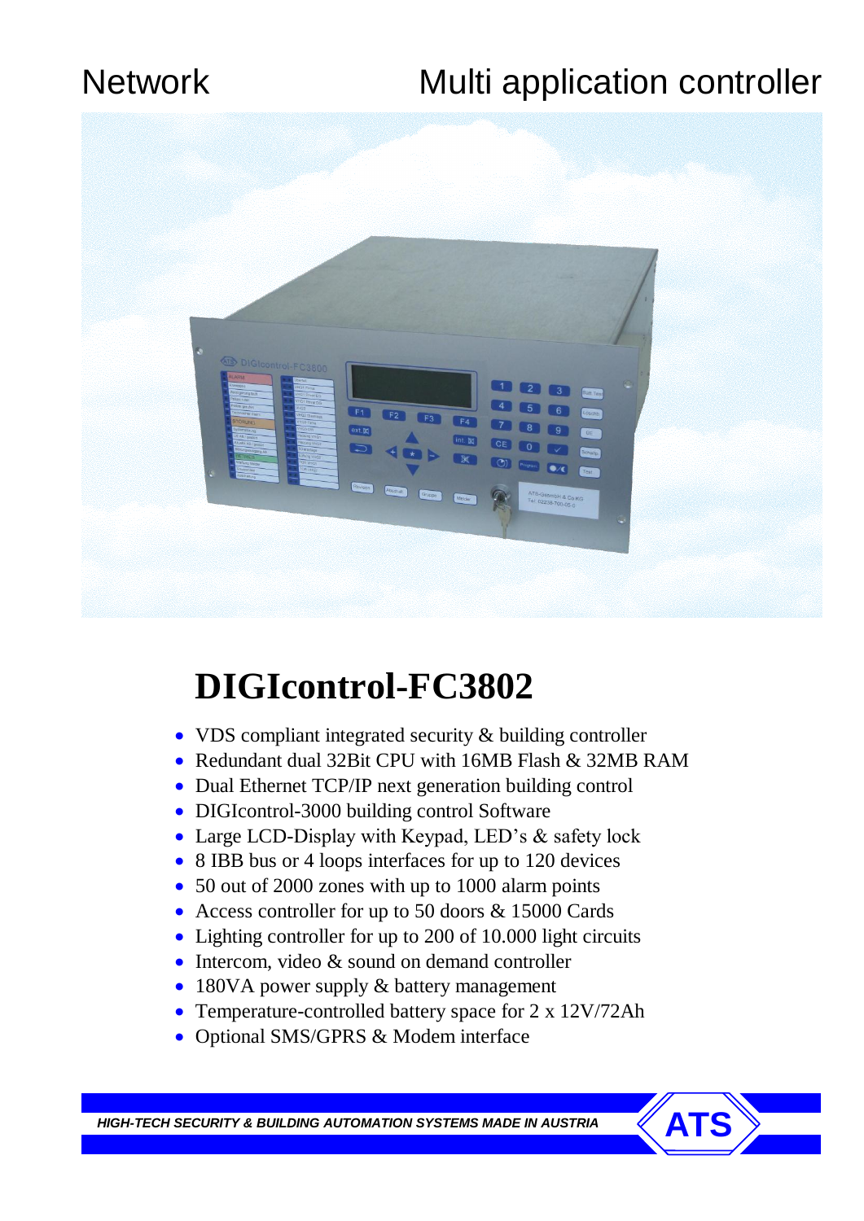Network Multi application controller

# DIGIcontrol-FC3802

- VDS compliant integrated security & building controller
- Redundant dual 32Bit CPU with 16MB Flash & 32MB RAM
- Dual Ethernet TCP/IP next generation building control
- DIGIcontrol-3000 building control Software
- Large LCD-Display with Keypad, LED's & safety lock
- 8 IBB bus or 4 loops interfaces for up to 120 devices
- 50 out of 2000 zones with up to 1000 alarm points
- Access controller for up to 50 doors & 15000 Cards
- Lighting controller for up to 200 of 10.000 light circuits
- Intercom, video & sound on demand controller
- 180VA power supply & battery management
- Temperature-controlled battery space for 2 x 12V/72Ah
- Optional SMS/GPRS & Modem interface

*HIGH-TECH SECURITY & BUILDING AUTOMATION SYSTEMS MADE IN AUSTRIA* ATS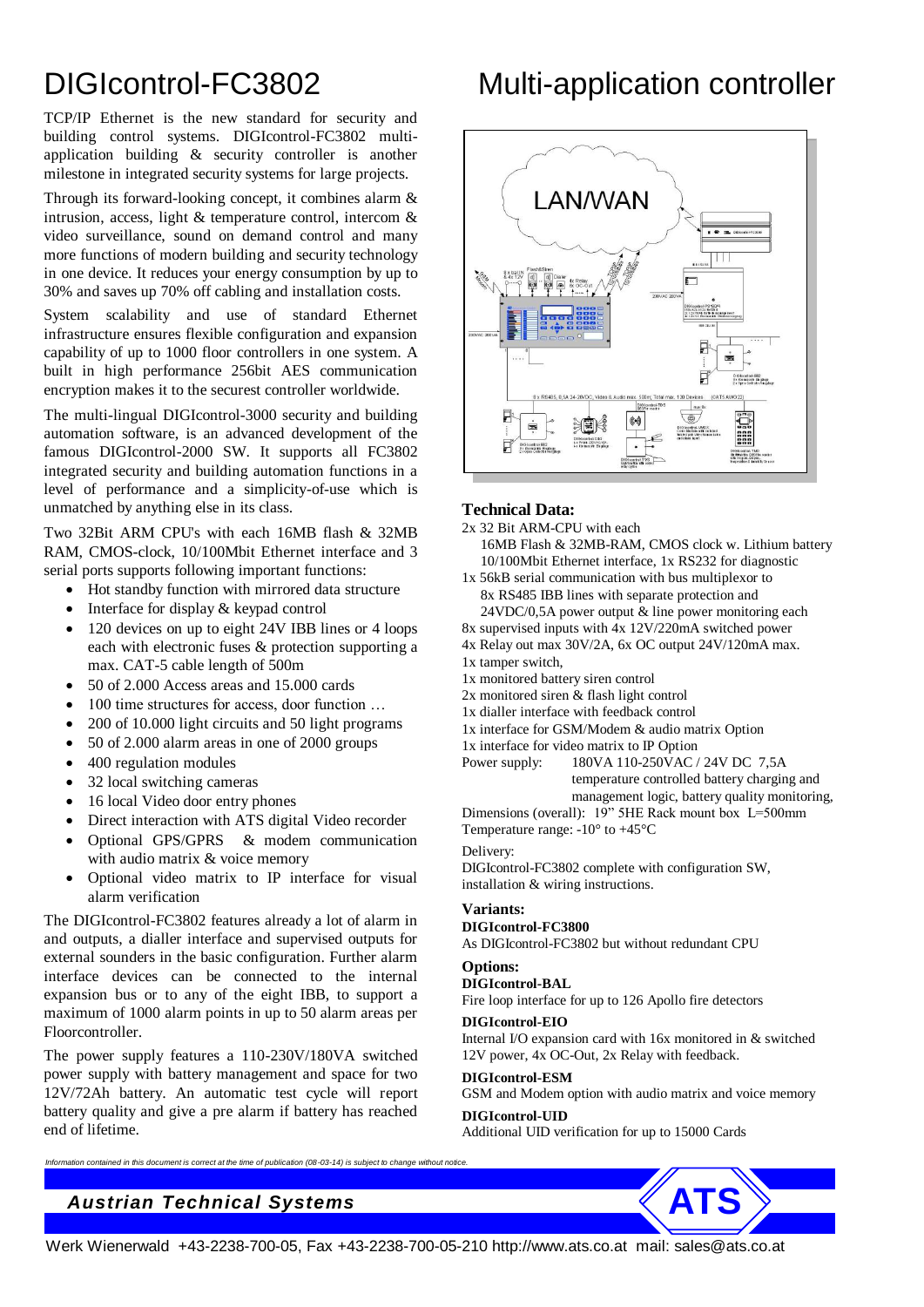# DIGIcontrol-FC3802 Multi-application controller

TCP/IP Ethernet is the new standard for security and building control systems. DIGIcontrol-FC3802 multi-application building & security controller is another milestone in integrated security systems for large projects.

Through its forward-looking concept, it combines alarm & intrusion, access, light & temperature control, intercom & video surveillance, sound on demand control and many more functions of modern building and security technology in one device. It reduces your energy consumption by up to 30% and saves up 70% off cabling and installation costs.

System scalability and use of standard Ethernet infrastructure ensures flexible configuration and expansion capability of up to 1000 floor controllers in one system. A built in high performance 256bit AES communication encryption makes it to the securest controller worldwide.

The multi-lingual DIGIcontrol-3000 security and building automation software, is an advanced development of the famous DIGIcontrol-2000 SW. It supports all FC3802 integrated security and building automation functions in a level of performance and a simplicity-of-use which is unmatched by anything else in its class.

Two 32Bit ARM CPU's with each 16MB flash & 32MB RAM, CMOS-clock, 10/100Mbit Ethernet interface and 3 serial ports supports following important functions:

- Hot standby function with mirrored data structure
- Interface for display & keypad control
- 120 devices on up to eight 24V IBB lines or 4 loops each with electronic fuses & protection supporting a max. CAT-5 cable length of 500m
- 50 of 2.000 Access areas and 15.000 cards
- 100 time structures for access, door function …
- 200 of 10.000 light circuits and 50 light programs
- 50 of 2.000 alarm areas in one of 2000 groups
- 400 regulation modules
- 32 local switching cameras
- 16 local Video door entry phones
- Direct interaction with ATS digital Video recorder
- Optional GPS/GPRS & modem communication with audio matrix & voice memory
- Optional video matrix to IP interface for visual alarm verification

The DIGIcontrol-FC3802 features already a lot of alarm in and outputs, a dialler interface and supervised outputs for external sounders in the basic configuration. Further alarm interface devices can be connected to the internal expansion bus or to any of the eight IBB, to support a maximum of 1000 alarm points in up to 50 alarm areas per Floorcontroller.

The power supply features a 110-230V/180VA switched power supply with battery management and space for two 12V/72Ah battery. An automatic test cycle will report battery quality and give a pre alarm if battery has reached end of lifetime.

## Technical Data:

2x 32 Bit ARM-CPU with each
16MB Flash & 32MB-RAM, CMOS clock w. Lithium battery
10/100Mbit Ethernet interface, 1x RS232 for diagnostic
1x 56kB serial communication with bus multiplexor to
8x RS485 IBB lines with separate protection and
24VDC/0,5A power output & line power monitoring each
8x supervised inputs with 4x 12V/220mA switched power
4x Relay out max 30V/2A, 6x OC output 24V/120mA max.
1x tamper switch,
1x monitored battery siren control
2x monitored siren & flash light control
1x dialler interface with feedback control
1x interface for GSM/Modem & audio matrix Option
1x interface for video matrix to IP Option
Power supply: 180VA 110-250VAC / 24V DC 7,5A
temperature controlled battery charging and management logic, battery quality monitoring,
Dimensions (overall): 19" 5HE Rack mount box L=500mm
Temperature range: -10° to +45°C

Delivery:
DIGIcontrol-FC3802 complete with configuration SW, installation & wiring instructions.

## Variants:

**DIGIcontrol-FC3800**
As DIGIcontrol-FC3802 but without redundant CPU

## Options:

**DIGIcontrol-BAL**
Fire loop interface for up to 126 Apollo fire detectors

**DIGIcontrol-EIO**
Internal I/O expansion card with 16x monitored in & switched 12V power, 4x OC-Out, 2x Relay with feedback.

**DIGIcontrol-ESM**
GSM and Modem option with audio matrix and voice memory

**DIGIcontrol-UID**
Additional UID verification for up to 15000 Cards

*Information contained in this document is correct at the time of publication (08-03-14) is subject to change without notice.*

***Austrian Technical Systems*** ATS

Werk Wienerwald +43-2238-700-05, Fax +43-2238-700-05-210 http://www.ats.co.at mail: sales@ats.co.at